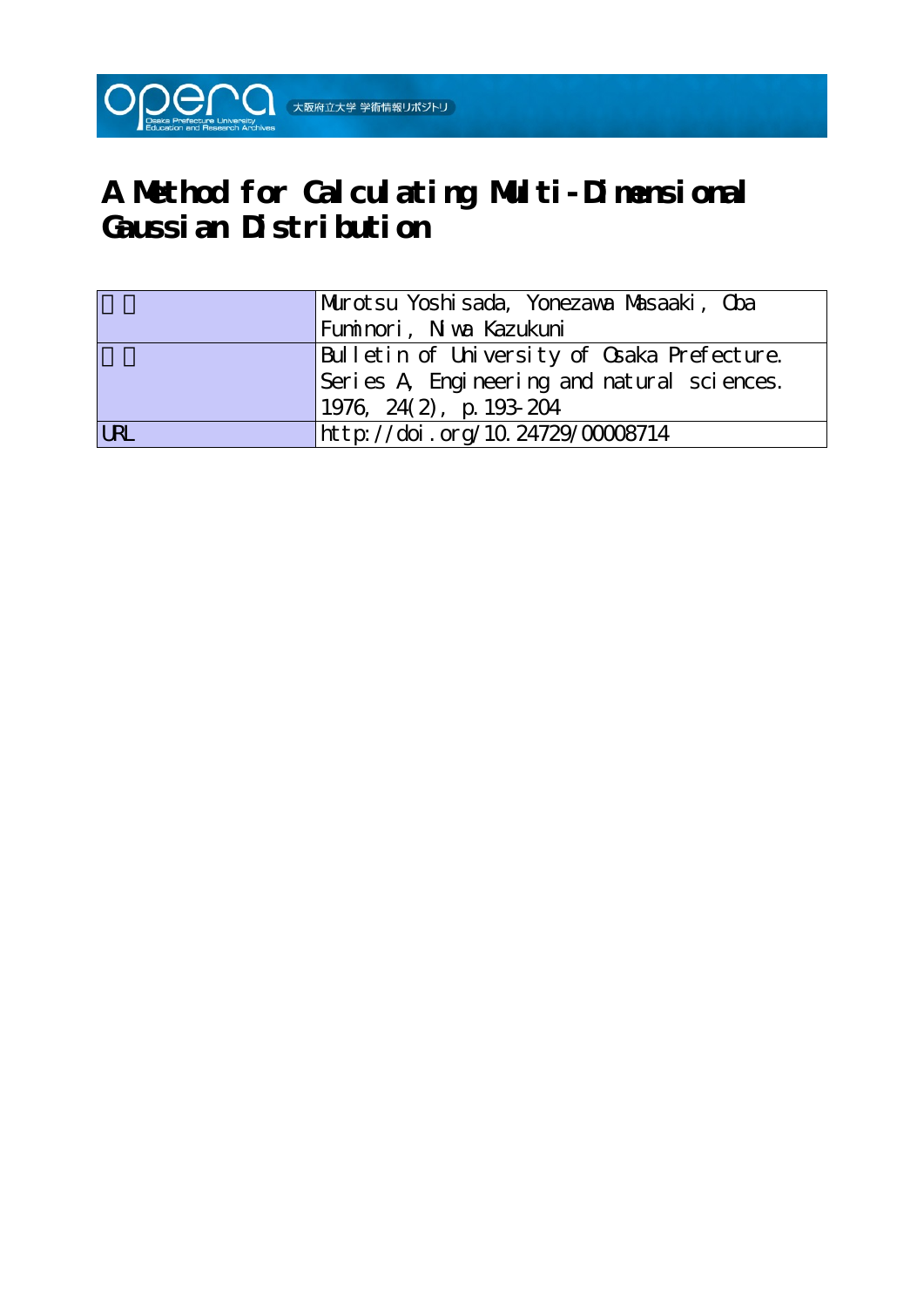# A Method for Calculating Multi-Dimensional Gaussian Distribution

| | |
|---|---|
| 著者 | Murotsu Yoshisada, Yonezawa Masaaki, Oba Fuminori, Niwa Kazukuni |
| 雑誌 | Bulletin of University of Osaka Prefecture. Series A, Engineering and natural sciences. 1976, 24(2), p.193-204 |
| URL | http://doi.org/10.24729/00008714 |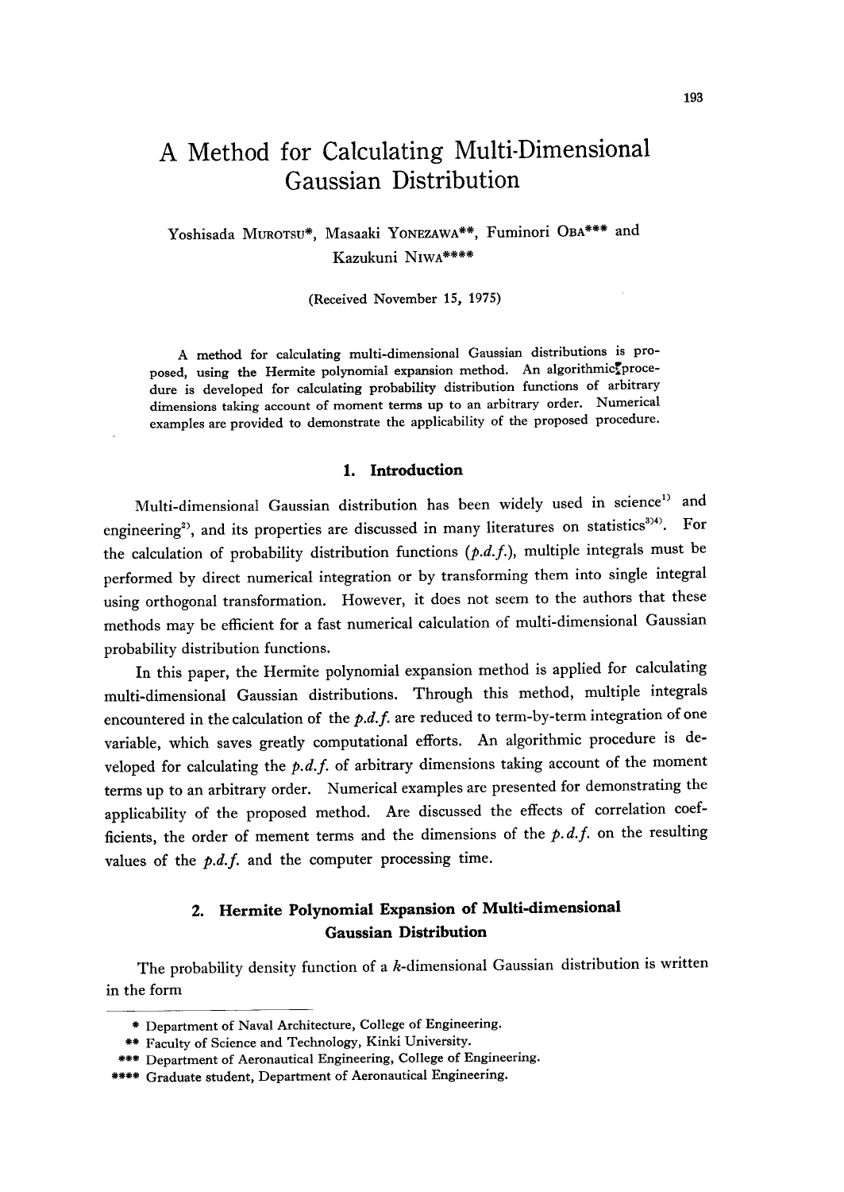# A Method for Calculating Multi-Dimensional Gaussian Distribution

Yoshisada MUROTSU*, Masaaki YONEZAWA**, Fuminori OBA*** and Kazukuni NIWA****

(Received November 15, 1975)

A method for calculating multi-dimensional Gaussian distributions is proposed, using the Hermite polynomial expansion method. An algorithmic procedure is developed for calculating probability distribution functions of arbitrary dimensions taking account of moment terms up to an arbitrary order. Numerical examples are provided to demonstrate the applicability of the proposed procedure.

## 1. Introduction

Multi-dimensional Gaussian distribution has been widely used in science[1] and engineering[2], and its properties are discussed in many literatures on statistics[3)4)]. For the calculation of probability distribution functions (*p.d.f.*), multiple integrals must be performed by direct numerical integration or by transforming them into single integral using orthogonal transformation. However, it does not seem to the authors that these methods may be efficient for a fast numerical calculation of multi-dimensional Gaussian probability distribution functions.

In this paper, the Hermite polynomial expansion method is applied for calculating multi-dimensional Gaussian distributions. Through this method, multiple integrals encountered in the calculation of the *p.d.f.* are reduced to term-by-term integration of one variable, which saves greatly computational efforts. An algorithmic procedure is developed for calculating the *p.d.f.* of arbitrary dimensions taking account of the moment terms up to an arbitrary order. Numerical examples are presented for demonstrating the applicability of the proposed method. Are discussed the effects of correlation coefficients, the order of mement terms and the dimensions of the *p.d.f.* on the resulting values of the *p.d.f.* and the computer processing time.

## 2. Hermite Polynomial Expansion of Multi-dimensional Gaussian Distribution

The probability density function of a $k$-dimensional Gaussian distribution is written in the form

---

\* Department of Naval Architecture, College of Engineering.

\*\* Faculty of Science and Technology, Kinki University.

\*\*\* Department of Aeronautical Engineering, College of Engineering.

\*\*\*\* Graduate student, Department of Aeronautical Engineering.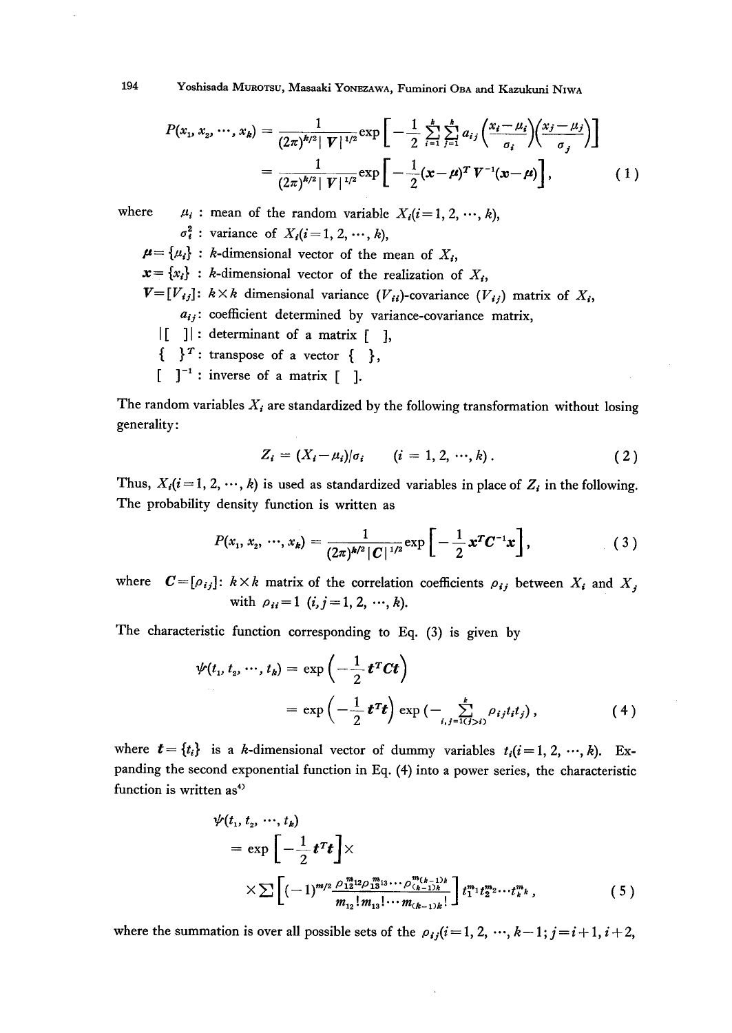$$P(x_1, x_2, \cdots, x_k) = \frac{1}{(2\pi)^{k/2}|V|^{1/2}} \exp\left[-\frac{1}{2}\sum_{i=1}^{k}\sum_{j=1}^{k} a_{ij}\left(\frac{x_i-\mu_i}{\sigma_i}\right)\left(\frac{x_j-\mu_j}{\sigma_j}\right)\right]$$

$$= \frac{1}{(2\pi)^{k/2}|V|^{1/2}} \exp\left[-\frac{1}{2}(x-\mu)^T V^{-1}(x-\mu)\right], \tag{1}$$

where
- $\mu_i$ : mean of the random variable $X_i (i=1, 2, \cdots, k)$,
- $\sigma_i^2$ : variance of $X_i (i=1, 2, \cdots, k)$,
- $\mu = \{\mu_i\}$ : $k$-dimensional vector of the mean of $X_i$,
- $x = \{x_i\}$ : $k$-dimensional vector of the realization of $X_i$,
- $V = [V_{ij}]$: $k \times k$ dimensional variance ($V_{ii}$)-covariance ($V_{ij}$) matrix of $X_i$,
- $a_{ij}$: coefficient determined by variance-covariance matrix,
- $|[\ \ ]|$ : determinant of a matrix $[\ \ ]$,
- $\{\ \ \}^T$ : transpose of a vector $\{\ \ \}$,
- $[\ \ ]^{-1}$ : inverse of a matrix $[\ \ ]$.

The random variables $X_i$ are standardized by the following transformation without losing generality:

$$Z_i = (X_i - \mu_i)/\sigma_i \qquad (i = 1, 2, \cdots, k). \tag{2}$$

Thus, $X_i (i=1, 2, \cdots, k)$ is used as standardized variables in place of $Z_i$ in the following. The probability density function is written as

$$P(x_1, x_2, \cdots, x_k) = \frac{1}{(2\pi)^{k/2}|C|^{1/2}} \exp\left[-\frac{1}{2}x^T C^{-1} x\right], \tag{3}$$

where $C = [\rho_{ij}]$: $k \times k$ matrix of the correlation coefficients $\rho_{ij}$ between $X_i$ and $X_j$ with $\rho_{ii} = 1$ $(i, j = 1, 2, \cdots, k)$.

The characteristic function corresponding to Eq. (3) is given by

$$\psi(t_1, t_2, \cdots, t_k) = \exp\left(-\frac{1}{2}t^T C t\right)$$

$$= \exp\left(-\frac{1}{2}t^T t\right) \exp\left(-\sum_{i,j=1(j>i)}^{k} \rho_{ij} t_i t_j\right), \tag{4}$$

where $t = \{t_i\}$ is a $k$-dimensional vector of dummy variables $t_i (i=1, 2, \cdots, k)$. Expanding the second exponential function in Eq. (4) into a power series, the characteristic function is written as[4]

$$\psi(t_1, t_2, \cdots, t_k)$$

$$= \exp\left[-\frac{1}{2}t^T t\right] \times$$

$$\times \sum\left[(-1)^{m/2} \frac{\rho_{12}^{m_{12}} \rho_{13}^{m_{13}} \cdots \rho_{(k-1)k}^{m_{(k-1)k}}}{m_{12}!\, m_{13}! \cdots m_{(k-1)k}!}\right] t_1^{m_1} t_2^{m_2} \cdots t_k^{m_k}, \tag{5}$$

where the summation is over all possible sets of the $\rho_{ij} (i=1, 2, \cdots, k-1; j=i+1, i+2,$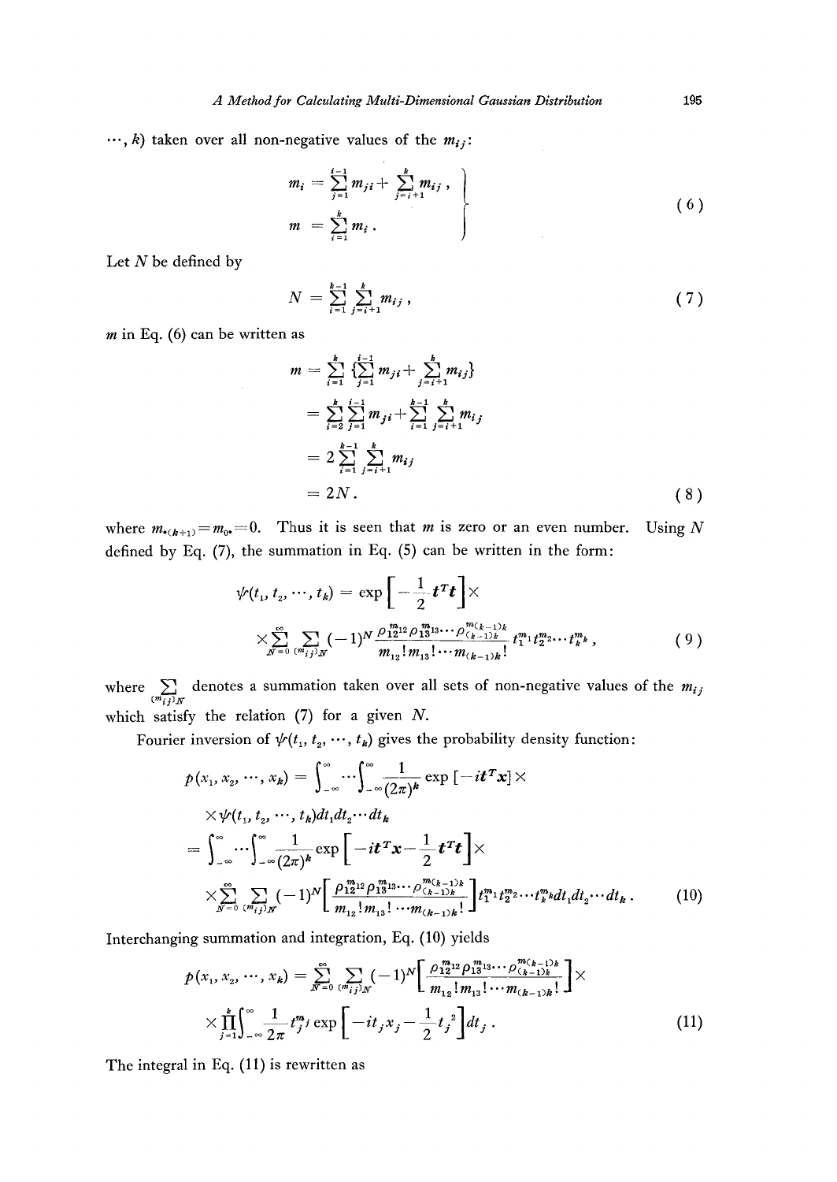$\cdots, k$) taken over all non-negative values of the $m_{ij}$:

$$
\left.\begin{aligned}
m_i &= \sum_{j=1}^{i-1} m_{ji} + \sum_{j=i+1}^{k} m_{ij} \,, \\
m &= \sum_{i=1}^{k} m_i \,.
\end{aligned}\right\} \tag{6}
$$

Let $N$ be defined by

$$
N = \sum_{i=1}^{k-1} \sum_{j=i+1}^{k} m_{ij} \,, \tag{7}
$$

$m$ in Eq. (6) can be written as

$$
\begin{aligned}
m &= \sum_{i=1}^{k} \{\sum_{j=1}^{i-1} m_{ji} + \sum_{j=i+1}^{k} m_{ij}\} \\
&= \sum_{i=2}^{k} \sum_{j=1}^{i-1} m_{ji} + \sum_{i=1}^{k-1} \sum_{j=i+1}^{k} m_{ij} \\
&= 2 \sum_{i=1}^{k-1} \sum_{j=i+1}^{k} m_{ij} \\
&= 2N \,.
\end{aligned} \tag{8}
$$

where $m_{\cdot(k+1)} = m_{0\cdot} = 0$. Thus it is seen that $m$ is zero or an even number. Using $N$ defined by Eq. (7), the summation in Eq. (5) can be written in the form:

$$
\begin{aligned}
\psi(t_1, t_2, \cdots, t_k) &= \exp\left[-\frac{1}{2} \boldsymbol{t}^T \boldsymbol{t}\right] \times \\
&\times \sum_{N=0}^{\infty} \sum_{(m_{ij})_N} (-1)^N \frac{\rho_{12}^{m_{12}} \rho_{13}^{m_{13}} \cdots \rho_{(k-1)k}^{m_{(k-1)k}}}{m_{12}! m_{13}! \cdots m_{(k-1)k}!} t_1^{m_1} t_2^{m_2} \cdots t_k^{m_k} \,,
\end{aligned} \tag{9}
$$

where $\sum_{(m_{ij})_N}$ denotes a summation taken over all sets of non-negative values of the $m_{ij}$ which satisfy the relation (7) for a given $N$.

Fourier inversion of $\psi(t_1, t_2, \cdots, t_k)$ gives the probability density function:

$$
\begin{aligned}
p(x_1, x_2, \cdots, x_k) &= \int_{-\infty}^{\infty} \cdots \int_{-\infty}^{\infty} \frac{1}{(2\pi)^k} \exp\left[-i \boldsymbol{t}^T \boldsymbol{x}\right] \times \\
&\times \psi(t_1, t_2, \cdots, t_k) dt_1 dt_2 \cdots dt_k \\
&= \int_{-\infty}^{\infty} \cdots \int_{-\infty}^{\infty} \frac{1}{(2\pi)^k} \exp\left[-i \boldsymbol{t}^T \boldsymbol{x} - \frac{1}{2} \boldsymbol{t}^T \boldsymbol{t}\right] \times \\
&\times \sum_{N=0}^{\infty} \sum_{(m_{ij})_N} (-1)^N \left[\frac{\rho_{12}^{m_{12}} \rho_{13}^{m_{13}} \cdots \rho_{(k-1)k}^{m_{(k-1)k}}}{m_{12}! m_{13}! \cdots m_{(k-1)k}!}\right] t_1^{m_1} t_2^{m_2} \cdots t_k^{m_k} dt_1 dt_2 \cdots dt_k \,.
\end{aligned} \tag{10}
$$

Interchanging summation and integration, Eq. (10) yields

$$
\begin{aligned}
p(x_1, x_2, \cdots, x_k) &= \sum_{N=0}^{\infty} \sum_{(m_{ij})_N} (-1)^N \left[\frac{\rho_{12}^{m_{12}} \rho_{13}^{m_{13}} \cdots \rho_{(k-1)k}^{m_{(k-1)k}}}{m_{12}! m_{13}! \cdots m_{(k-1)k}!}\right] \times \\
&\times \prod_{j=1}^{k} \int_{-\infty}^{\infty} \frac{1}{2\pi} t_j^{m_j} \exp\left[-i t_j x_j - \frac{1}{2} t_j^2\right] dt_j \,.
\end{aligned} \tag{11}
$$

The integral in Eq. (11) is rewritten as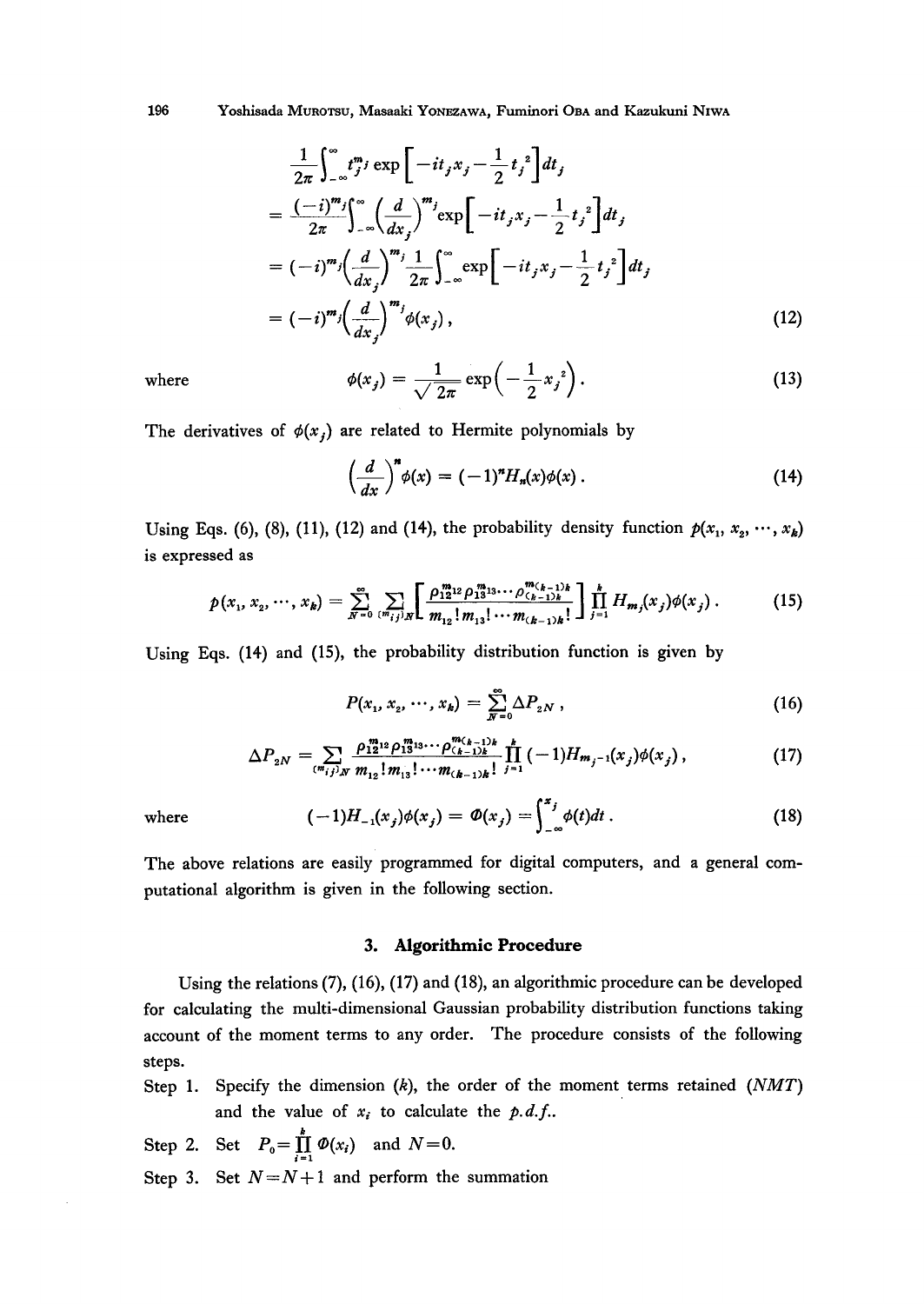$$
\begin{aligned}
&\frac{1}{2\pi}\int_{-\infty}^{\infty} t_j^{m_j} \exp\left[-it_j x_j - \frac{1}{2}t_j^2\right] dt_j \\
&= \frac{(-i)^{m_j}}{2\pi}\int_{-\infty}^{\infty}\left(\frac{d}{dx_j}\right)^{m_j} \exp\left[-it_j x_j - \frac{1}{2}t_j^2\right] dt_j \\
&= (-i)^{m_j}\left(\frac{d}{dx_j}\right)^{m_j} \frac{1}{2\pi}\int_{-\infty}^{\infty} \exp\left[-it_j x_j - \frac{1}{2}t_j^2\right] dt_j \\
&= (-i)^{m_j}\left(\frac{d}{dx_j}\right)^{m_j} \phi(x_j),
\end{aligned}
\tag{12}
$$

where

$$
\phi(x_j) = \frac{1}{\sqrt{2\pi}} \exp\left(-\frac{1}{2}x_j^2\right). \tag{13}
$$

The derivatives of $\phi(x_j)$ are related to Hermite polynomials by

$$
\left(\frac{d}{dx}\right)^n \phi(x) = (-1)^n H_n(x)\phi(x). \tag{14}
$$

Using Eqs. (6), (8), (11), (12) and (14), the probability density function $p(x_1, x_2, \cdots, x_k)$ is expressed as

$$
p(x_1, x_2, \cdots, x_k) = \sum_{N=0}^{\infty} \sum_{(m_{ij})_N} \left[\frac{\rho_{12}^{m_{12}} \rho_{13}^{m_{13}} \cdots \rho_{(k-1)k}^{m_{(k-1)k}}}{m_{12}!\, m_{13}! \cdots m_{(k-1)k}!}\right] \prod_{j=1}^{k} H_{m_j}(x_j)\phi(x_j). \tag{15}
$$

Using Eqs. (14) and (15), the probability distribution function is given by

$$
P(x_1, x_2, \cdots, x_k) = \sum_{N=0}^{\infty} \Delta P_{2N}, \tag{16}
$$

$$
\Delta P_{2N} = \sum_{(m_{ij})_N} \frac{\rho_{12}^{m_{12}} \rho_{13}^{m_{13}} \cdots \rho_{(k-1)k}^{m_{(k-1)k}}}{m_{12}!\, m_{13}! \cdots m_{(k-1)k}!} \prod_{j=1}^{k} (-1) H_{m_j - 1}(x_j)\phi(x_j), \tag{17}
$$

where

$$
(-1)H_{-1}(x_j)\phi(x_j) = \Phi(x_j) = \int_{-\infty}^{x_j} \phi(t)dt. \tag{18}
$$

The above relations are easily programmed for digital computers, and a general computational algorithm is given in the following section.

## 3. Algorithmic Procedure

Using the relations (7), (16), (17) and (18), an algorithmic procedure can be developed for calculating the multi-dimensional Gaussian probability distribution functions taking account of the moment terms to any order. The procedure consists of the following steps.

Step 1. Specify the dimension ($k$), the order of the moment terms retained ($NMT$) and the value of $x_i$ to calculate the *p.d.f.*.

Step 2. Set $P_0 = \prod_{i=1}^{k} \Phi(x_i)$ and $N=0$.

Step 3. Set $N = N+1$ and perform the summation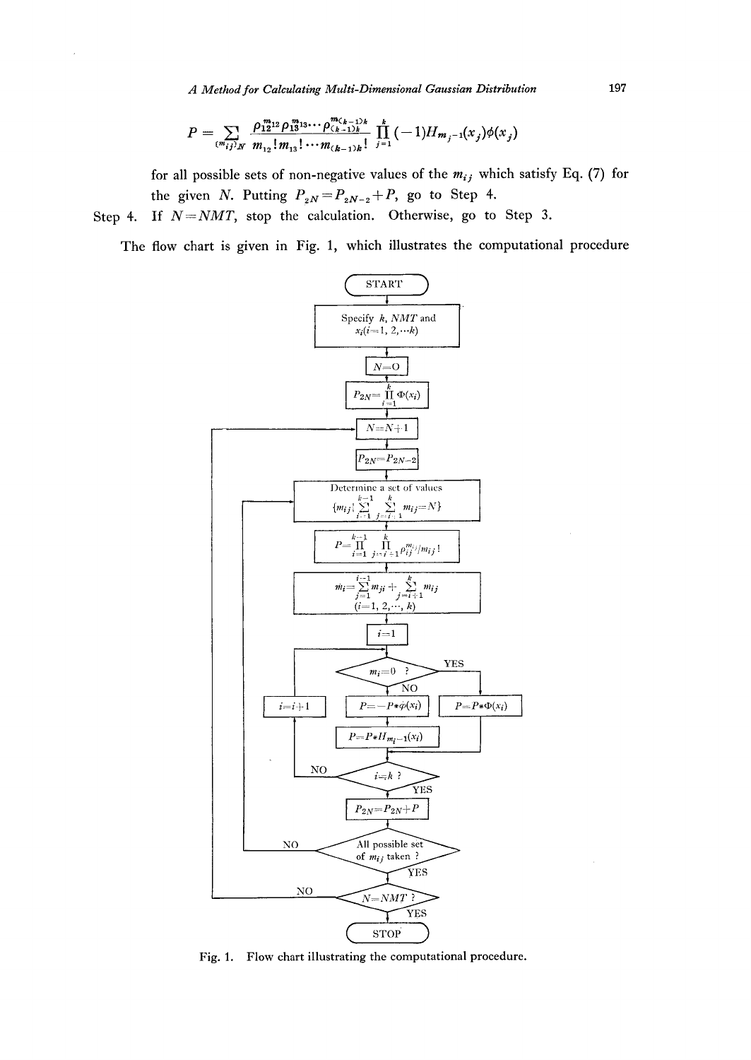$$P = \sum_{\{m_{ij}\}_N} \frac{\rho_{12}^{m_{12}} \rho_{13}^{m_{13}} \cdots \rho_{(k-1)k}^{m_{(k-1)k}}}{m_{12}!\, m_{13}! \cdots m_{(k-1)k}!} \prod_{j=1}^{k} (-1) H_{m_j-1}(x_j) \phi(x_j)$$

for all possible sets of non-negative values of the $m_{ij}$ which satisfy Eq. (7) for the given $N$. Putting $P_{2N} = P_{2N-2} + P$, go to Step 4.

Step 4. If $N = NMT$, stop the calculation. Otherwise, go to Step 3.

The flow chart is given in Fig. 1, which illustrates the computational procedure

Fig. 1. Flow chart illustrating the computational procedure.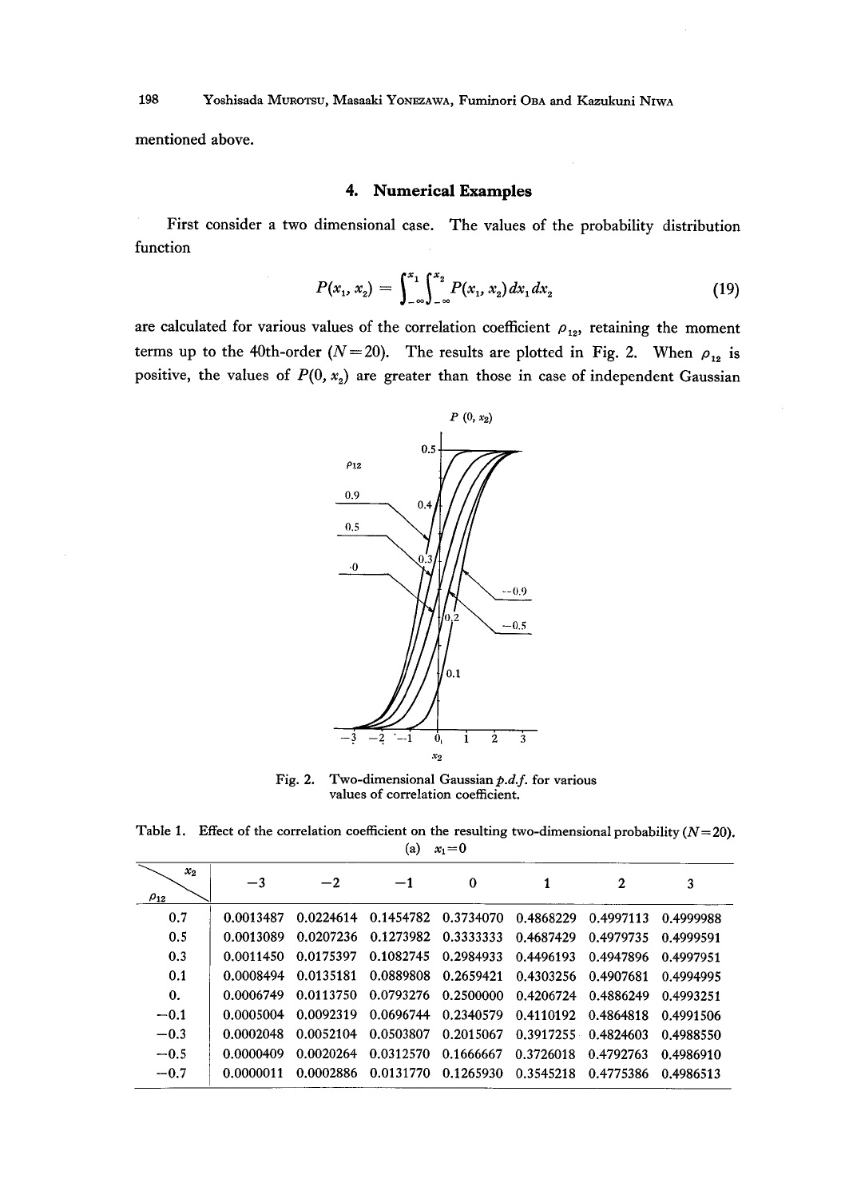mentioned above.

## 4. Numerical Examples

First consider a two dimensional case. The values of the probability distribution function

$$P(x_1, x_2) = \int_{-\infty}^{x_1}\int_{-\infty}^{x_2} P(x_1, x_2)\,dx_1 dx_2 \tag{19}$$

are calculated for various values of the correlation coefficient $\rho_{12}$, retaining the moment terms up to the 40th-order ($N=20$). The results are plotted in Fig. 2. When $\rho_{12}$ is positive, the values of $P(0, x_2)$ are greater than those in case of independent Gaussian

Fig. 2. Two-dimensional Gaussian *p.d.f.* for various values of correlation coefficient.

Table 1. Effect of the correlation coefficient on the resulting two-dimensional probability ($N=20$).

(a) $x_1=0$

| $\rho_{12}$ \ $x_2$ | $-3$ | $-2$ | $-1$ | 0 | 1 | 2 | 3 |
|---|---|---|---|---|---|---|---|
| 0.7 | 0.0013487 | 0.0224614 | 0.1454782 | 0.3734070 | 0.4868229 | 0.4997113 | 0.4999988 |
| 0.5 | 0.0013089 | 0.0207236 | 0.1273982 | 0.3333333 | 0.4687429 | 0.4979735 | 0.4999591 |
| 0.3 | 0.0011450 | 0.0175397 | 0.1082745 | 0.2984933 | 0.4496193 | 0.4947896 | 0.4997951 |
| 0.1 | 0.0008494 | 0.0135181 | 0.0889808 | 0.2659421 | 0.4303256 | 0.4907681 | 0.4994995 |
| 0. | 0.0006749 | 0.0113750 | 0.0793276 | 0.2500000 | 0.4206724 | 0.4886249 | 0.4993251 |
| $-0.1$ | 0.0005004 | 0.0092319 | 0.0696744 | 0.2340579 | 0.4110192 | 0.4864818 | 0.4991506 |
| $-0.3$ | 0.0002048 | 0.0052104 | 0.0503807 | 0.2015067 | 0.3917255 | 0.4824603 | 0.4988550 |
| $-0.5$ | 0.0000409 | 0.0020264 | 0.0312570 | 0.1666667 | 0.3726018 | 0.4792763 | 0.4986910 |
| $-0.7$ | 0.0000011 | 0.0002886 | 0.0131770 | 0.1265930 | 0.3545218 | 0.4775386 | 0.4986513 |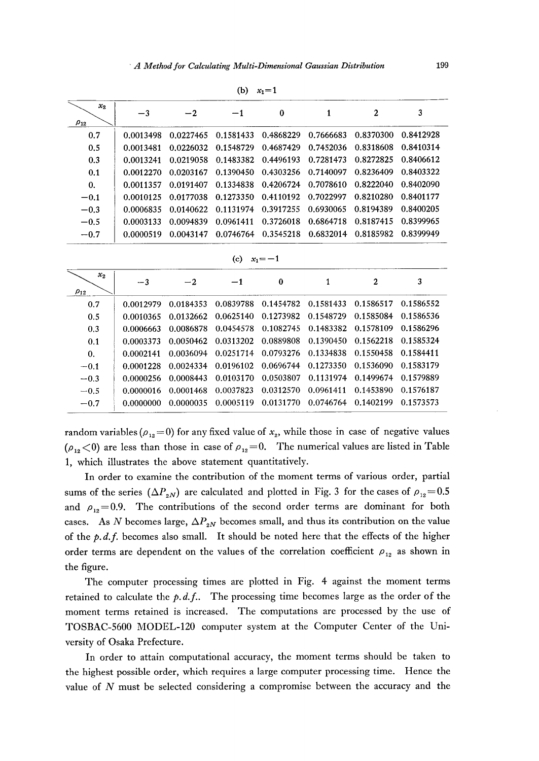(b) $x_1=1$

| $\rho_{12}$ \ $x_2$ | −3 | −2 | −1 | 0 | 1 | 2 | 3 |
|---|---|---|---|---|---|---|---|
| 0.7 | 0.0013498 | 0.0227465 | 0.1581433 | 0.4868229 | 0.7666683 | 0.8370300 | 0.8412928 |
| 0.5 | 0.0013481 | 0.0226032 | 0.1548729 | 0.4687429 | 0.7452036 | 0.8318608 | 0.8410314 |
| 0.3 | 0.0013241 | 0.0219058 | 0.1483382 | 0.4496193 | 0.7281473 | 0.8272825 | 0.8406612 |
| 0.1 | 0.0012270 | 0.0203167 | 0.1390450 | 0.4303256 | 0.7140097 | 0.8236409 | 0.8403322 |
| 0. | 0.0011357 | 0.0191407 | 0.1334838 | 0.4206724 | 0.7078610 | 0.8222040 | 0.8402090 |
| −0.1 | 0.0010125 | 0.0177038 | 0.1273350 | 0.4110192 | 0.7022997 | 0.8210280 | 0.8401177 |
| −0.3 | 0.0006835 | 0.0140622 | 0.1131974 | 0.3917255 | 0.6930065 | 0.8194389 | 0.8400205 |
| −0.5 | 0.0003133 | 0.0094839 | 0.0961411 | 0.3726018 | 0.6864718 | 0.8187415 | 0.8399965 |
| −0.7 | 0.0000519 | 0.0043147 | 0.0746764 | 0.3545218 | 0.6832014 | 0.8185982 | 0.8399949 |

(c) $x_1=-1$

| $\rho_{12}$ \ $x_2$ | −3 | −2 | −1 | 0 | 1 | 2 | 3 |
|---|---|---|---|---|---|---|---|
| 0.7 | 0.0012979 | 0.0184353 | 0.0839788 | 0.1454782 | 0.1581433 | 0.1586517 | 0.1586552 |
| 0.5 | 0.0010365 | 0.0132662 | 0.0625140 | 0.1273982 | 0.1548729 | 0.1585084 | 0.1586536 |
| 0.3 | 0.0006663 | 0.0086878 | 0.0454578 | 0.1082745 | 0.1483382 | 0.1578109 | 0.1586296 |
| 0.1 | 0.0003373 | 0.0050462 | 0.0313202 | 0.0889808 | 0.1390450 | 0.1562218 | 0.1585324 |
| 0. | 0.0002141 | 0.0036094 | 0.0251714 | 0.0793276 | 0.1334838 | 0.1550458 | 0.1584411 |
| −0.1 | 0.0001228 | 0.0024334 | 0.0196102 | 0.0696744 | 0.1273350 | 0.1536090 | 0.1583179 |
| −0.3 | 0.0000256 | 0.0008443 | 0.0103170 | 0.0503807 | 0.1131974 | 0.1499674 | 0.1579889 |
| −0.5 | 0.0000016 | 0.0001468 | 0.0037823 | 0.0312570 | 0.0961411 | 0.1453890 | 0.1576187 |
| −0.7 | 0.0000000 | 0.0000035 | 0.0005119 | 0.0131770 | 0.0746764 | 0.1402199 | 0.1573573 |

random variables ($\rho_{12}=0$) for any fixed value of $x_2$, while those in case of negative values ($\rho_{12}<0$) are less than those in case of $\rho_{12}=0$. The numerical values are listed in Table 1, which illustrates the above statement quantitatively.

In order to examine the contribution of the moment terms of various order, partial sums of the series ($\Delta P_{2N}$) are calculated and plotted in Fig. 3 for the cases of $\rho_{12}=0.5$ and $\rho_{12}=0.9$. The contributions of the second order terms are dominant for both cases. As $N$ becomes large, $\Delta P_{2N}$ becomes small, and thus its contribution on the value of the *p.d.f.* becomes also small. It should be noted here that the effects of the higher order terms are dependent on the values of the correlation coefficient $\rho_{12}$ as shown in the figure.

The computer processing times are plotted in Fig. 4 against the moment terms retained to calculate the *p.d.f.*. The processing time becomes large as the order of the moment terms retained is increased. The computations are processed by the use of TOSBAC-5600 MODEL-120 computer system at the Computer Center of the University of Osaka Prefecture.

In order to attain computational accuracy, the moment terms should be taken to the highest possible order, which requires a large computer processing time. Hence the value of $N$ must be selected considering a compromise between the accuracy and the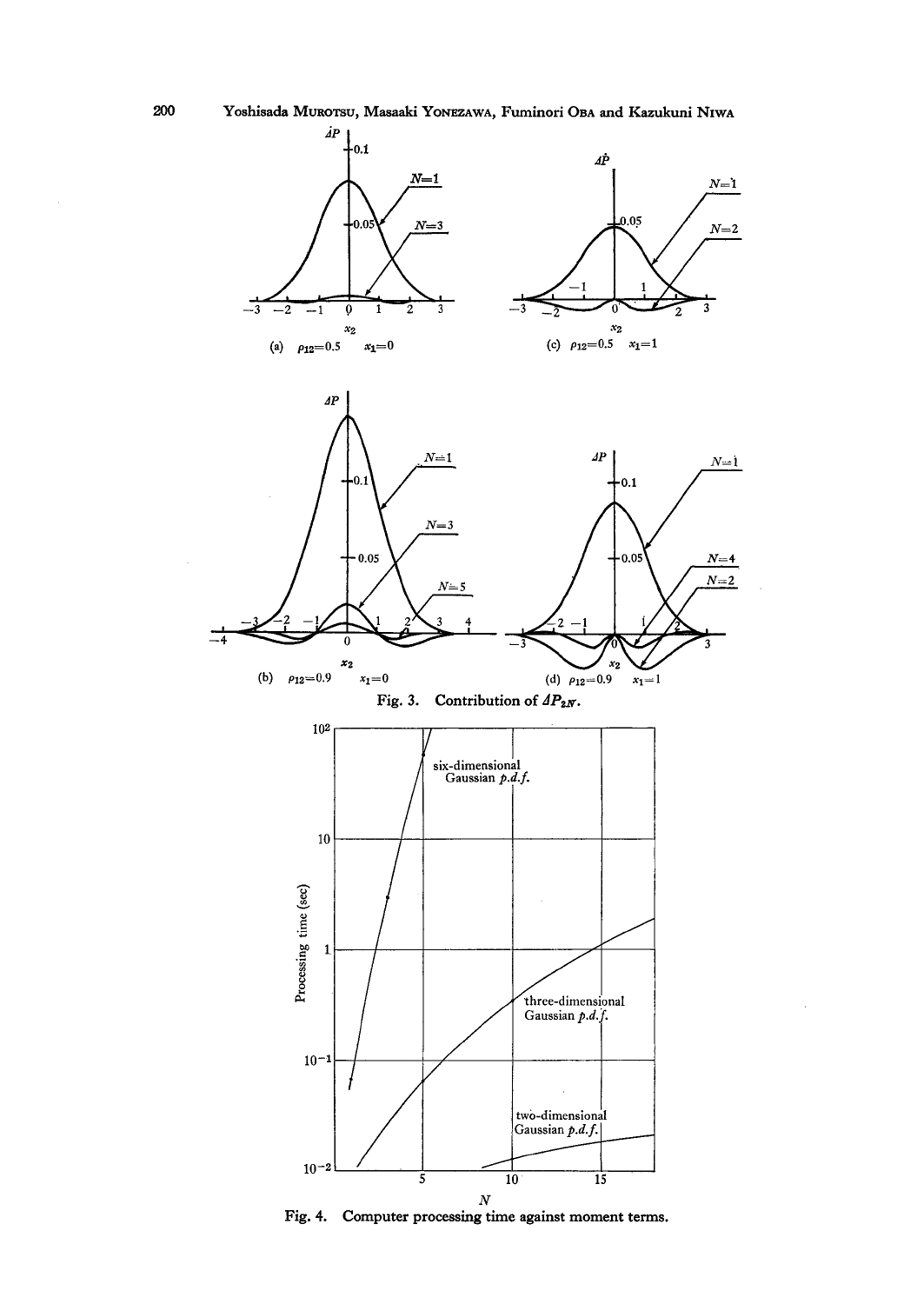Fig. 3. Contribution of $\Delta P_{2N}$.

Fig. 4. Computer processing time against moment terms.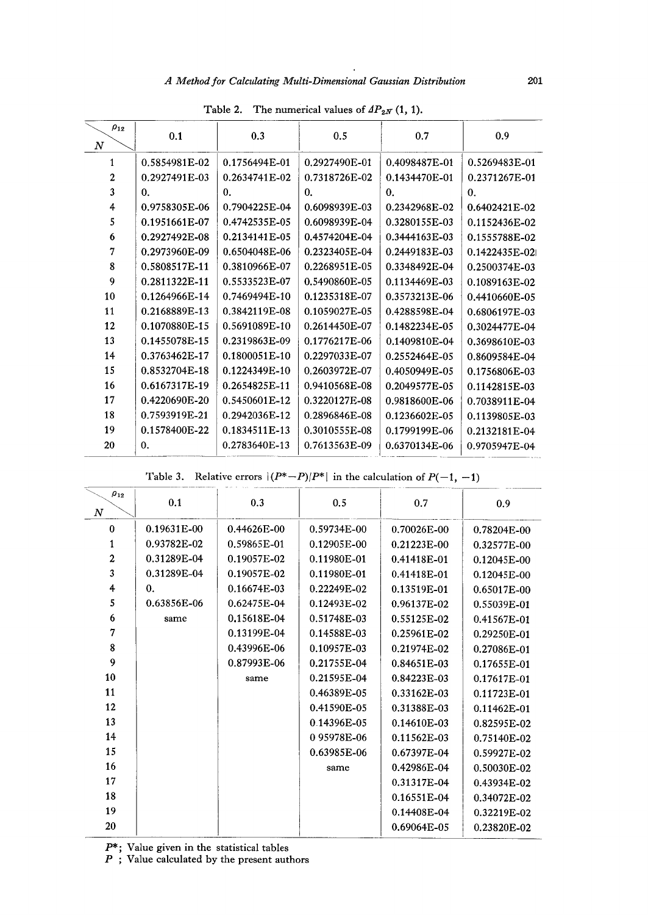Table 2. The numerical values of $\Delta P_{2N}(1, 1)$.

| $N$ \ $\rho_{12}$ | 0.1 | 0.3 | 0.5 | 0.7 | 0.9 |
|---|---|---|---|---|---|
| 1 | 0.5854981E-02 | 0.1756494E-01 | 0.2927490E-01 | 0.4098487E-01 | 0.5269483E-01 |
| 2 | 0.2927491E-03 | 0.2634741E-02 | 0.7318726E-02 | 0.1434470E-01 | 0.2371267E-01 |
| 3 | 0. | 0. | 0. | 0. | 0. |
| 4 | 0.9758305E-06 | 0.7904225E-04 | 0.6098939E-03 | 0.2342968E-02 | 0.6402421E-02 |
| 5 | 0.1951661E-07 | 0.4742535E-05 | 0.6098939E-04 | 0.3280155E-03 | 0.1152436E-02 |
| 6 | 0.2927492E-08 | 0.2134141E-05 | 0.4574204E-04 | 0.3444163E-03 | 0.1555788E-02 |
| 7 | 0.2973960E-09 | 0.6504048E-06 | 0.2323405E-04 | 0.2449183E-03 | 0.1422435E-02 |
| 8 | 0.5808517E-11 | 0.3810966E-07 | 0.2268951E-05 | 0.3348492E-04 | 0.2500374E-03 |
| 9 | 0.2811322E-11 | 0.5533523E-07 | 0.5490860E-05 | 0.1134469E-03 | 0.1089163E-02 |
| 10 | 0.1264966E-14 | 0.7469494E-10 | 0.1235318E-07 | 0.3573213E-06 | 0.4410660E-05 |
| 11 | 0.2168889E-13 | 0.3842119E-08 | 0.1059027E-05 | 0.4288598E-04 | 0.6806197E-03 |
| 12 | 0.1070880E-15 | 0.5691089E-10 | 0.2614450E-07 | 0.1482234E-05 | 0.3024477E-04 |
| 13 | 0.1455078E-15 | 0.2319863E-09 | 0.1776217E-06 | 0.1409810E-04 | 0.3698610E-03 |
| 14 | 0.3763462E-17 | 0.1800051E-10 | 0.2297033E-07 | 0.2552464E-05 | 0.8609584E-04 |
| 15 | 0.8532704E-18 | 0.1224349E-10 | 0.2603972E-07 | 0.4050949E-05 | 0.1756806E-03 |
| 16 | 0.6167317E-19 | 0.2654825E-11 | 0.9410568E-08 | 0.2049577E-05 | 0.1142815E-03 |
| 17 | 0.4220690E-20 | 0.5450601E-12 | 0.3220127E-08 | 0.9818600E-06 | 0.7038911E-04 |
| 18 | 0.7593919E-21 | 0.2942036E-12 | 0.2896846E-08 | 0.1236602E-05 | 0.1139805E-03 |
| 19 | 0.1578400E-22 | 0.1834511E-13 | 0.3010555E-08 | 0.1799199E-06 | 0.2132181E-04 |
| 20 | 0. | 0.2783640E-13 | 0.7613563E-09 | 0.6370134E-06 | 0.9705947E-04 |

Table 3. Relative errors $|(P^*-P)/P^*|$ in the calculation of $P(-1, -1)$

| $N$ \ $\rho_{12}$ | 0.1 | 0.3 | 0.5 | 0.7 | 0.9 |
|---|---|---|---|---|---|
| 0 | 0.19631E-00 | 0.44626E-00 | 0.59734E-00 | 0.70026E-00 | 0.78204E-00 |
| 1 | 0.93782E-02 | 0.59865E-01 | 0.12905E-00 | 0.21223E-00 | 0.32577E-00 |
| 2 | 0.31289E-04 | 0.19057E-02 | 0.11980E-01 | 0.41418E-01 | 0.12045E-00 |
| 3 | 0.31289E-04 | 0.19057E-02 | 0.11980E-01 | 0.41418E-01 | 0.12045E-00 |
| 4 | 0. | 0.16674E-03 | 0.22249E-02 | 0.13519E-01 | 0.65017E-00 |
| 5 | 0.63856E-06 | 0.62475E-04 | 0.12493E-02 | 0.96137E-02 | 0.55039E-01 |
| 6 | same | 0.15618E-04 | 0.51748E-03 | 0.55125E-02 | 0.41567E-01 |
| 7 | | 0.13199E-04 | 0.14588E-03 | 0.25961E-02 | 0.29250E-01 |
| 8 | | 0.43996E-06 | 0.10957E-03 | 0.21974E-02 | 0.27086E-01 |
| 9 | | 0.87993E-06 | 0.21755E-04 | 0.84651E-03 | 0.17655E-01 |
| 10 | | same | 0.21595E-04 | 0.84223E-03 | 0.17617E-01 |
| 11 | | | 0.46389E-05 | 0.33162E-03 | 0.11723E-01 |
| 12 | | | 0.41590E-05 | 0.31388E-03 | 0.11462E-01 |
| 13 | | | 0.14396E-05 | 0.14610E-03 | 0.82595E-02 |
| 14 | | | 0 95978E-06 | 0.11562E-03 | 0.75140E-02 |
| 15 | | | 0.63985E-06 | 0.67397E-04 | 0.59927E-02 |
| 16 | | | same | 0.42986E-04 | 0.50030E-02 |
| 17 | | | | 0.31317E-04 | 0.43934E-02 |
| 18 | | | | 0.16551E-04 | 0.34072E-02 |
| 19 | | | | 0.14408E-04 | 0.32219E-02 |
| 20 | | | | 0.69064E-05 | 0.23820E-02 |

$P^*$; Value given in the statistical tables
$P$ ; Value calculated by the present authors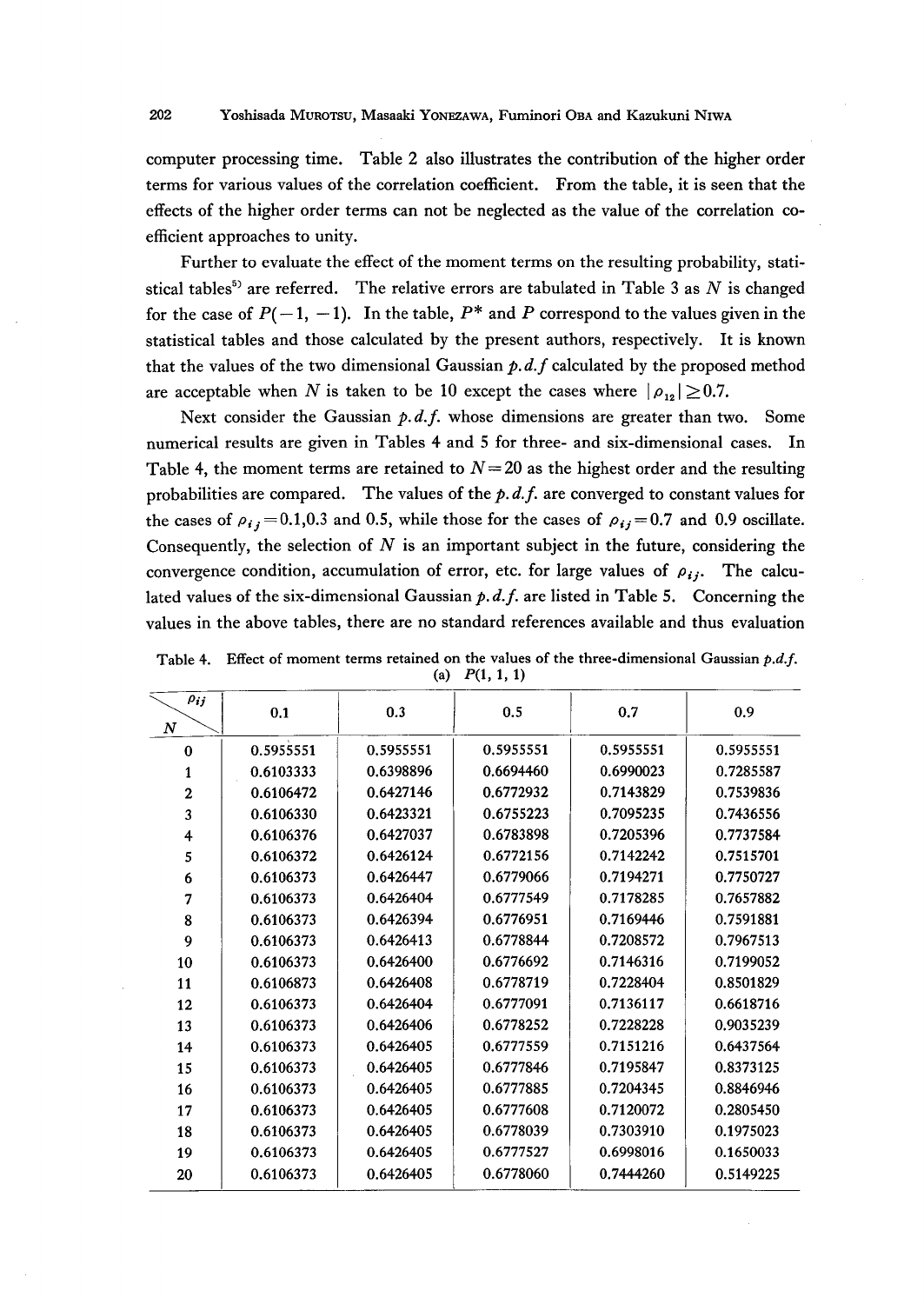computer processing time. Table 2 also illustrates the contribution of the higher order terms for various values of the correlation coefficient. From the table, it is seen that the effects of the higher order terms can not be neglected as the value of the correlation coefficient approaches to unity.

Further to evaluate the effect of the moment terms on the resulting probability, statistical tables[5] are referred. The relative errors are tabulated in Table 3 as $N$ is changed for the case of $P(-1, -1)$. In the table, $P^*$ and $P$ correspond to the values given in the statistical tables and those calculated by the present authors, respectively. It is known that the values of the two dimensional Gaussian *p.d.f* calculated by the proposed method are acceptable when $N$ is taken to be 10 except the cases where $|\rho_{12}| \geq 0.7$.

Next consider the Gaussian *p.d.f.* whose dimensions are greater than two. Some numerical results are given in Tables 4 and 5 for three- and six-dimensional cases. In Table 4, the moment terms are retained to $N=20$ as the highest order and the resulting probabilities are compared. The values of the *p.d.f.* are converged to constant values for the cases of $\rho_{ij}=0.1$,0.3 and 0.5, while those for the cases of $\rho_{ij}=0.7$ and 0.9 oscillate. Consequently, the selection of $N$ is an important subject in the future, considering the convergence condition, accumulation of error, etc. for large values of $\rho_{ij}$. The calculated values of the six-dimensional Gaussian *p.d.f.* are listed in Table 5. Concerning the values in the above tables, there are no standard references available and thus evaluation

Table 4. Effect of moment terms retained on the values of the three-dimensional Gaussian *p.d.f.*
(a) $P(1, 1, 1)$

| $N$ \ $\rho_{ij}$ | 0.1 | 0.3 | 0.5 | 0.7 | 0.9 |
|---|---|---|---|---|---|
| 0 | 0.5955551 | 0.5955551 | 0.5955551 | 0.5955551 | 0.5955551 |
| 1 | 0.6103333 | 0.6398896 | 0.6694460 | 0.6990023 | 0.7285587 |
| 2 | 0.6106472 | 0.6427146 | 0.6772932 | 0.7143829 | 0.7539836 |
| 3 | 0.6106330 | 0.6423321 | 0.6755223 | 0.7095235 | 0.7436556 |
| 4 | 0.6106376 | 0.6427037 | 0.6783898 | 0.7205396 | 0.7737584 |
| 5 | 0.6106372 | 0.6426124 | 0.6772156 | 0.7142242 | 0.7515701 |
| 6 | 0.6106373 | 0.6426447 | 0.6779066 | 0.7194271 | 0.7750727 |
| 7 | 0.6106373 | 0.6426404 | 0.6777549 | 0.7178285 | 0.7657882 |
| 8 | 0.6106373 | 0.6426394 | 0.6776951 | 0.7169446 | 0.7591881 |
| 9 | 0.6106373 | 0.6426413 | 0.6778844 | 0.7208572 | 0.7967513 |
| 10 | 0.6106373 | 0.6426400 | 0.6776692 | 0.7146316 | 0.7199052 |
| 11 | 0.6106873 | 0.6426408 | 0.6778719 | 0.7228404 | 0.8501829 |
| 12 | 0.6106373 | 0.6426404 | 0.6777091 | 0.7136117 | 0.6618716 |
| 13 | 0.6106373 | 0.6426406 | 0.6778252 | 0.7228228 | 0.9035239 |
| 14 | 0.6106373 | 0.6426405 | 0.6777559 | 0.7151216 | 0.6437564 |
| 15 | 0.6106373 | 0.6426405 | 0.6777846 | 0.7195847 | 0.8373125 |
| 16 | 0.6106373 | 0.6426405 | 0.6777885 | 0.7204345 | 0.8846946 |
| 17 | 0.6106373 | 0.6426405 | 0.6777608 | 0.7120072 | 0.2805450 |
| 18 | 0.6106373 | 0.6426405 | 0.6778039 | 0.7303910 | 0.1975023 |
| 19 | 0.6106373 | 0.6426405 | 0.6777527 | 0.6998016 | 0.1650033 |
| 20 | 0.6106373 | 0.6426405 | 0.6778060 | 0.7444260 | 0.5149225 |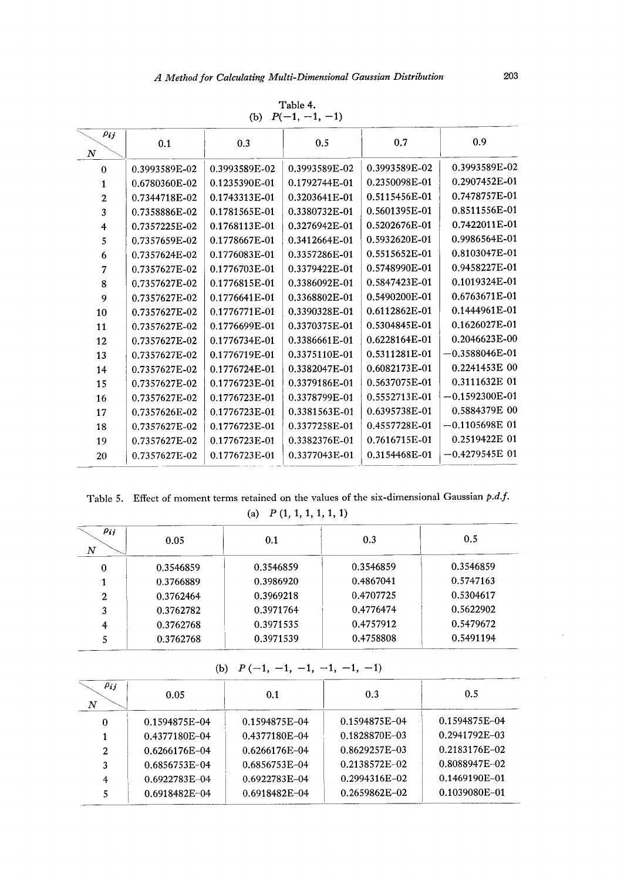Table 4.
(b) $P(-1, -1, -1)$

| $N$ \ $\rho_{ij}$ | 0.1 | 0.3 | 0.5 | 0.7 | 0.9 |
|---|---|---|---|---|---|
| 0 | 0.3993589E-02 | 0.3993589E-02 | 0.3993589E-02 | 0.3993589E-02 | 0.3993589E-02 |
| 1 | 0.6780360E-02 | 0.1235390E-01 | 0.1792744E-01 | 0.2350098E-01 | 0.2907452E-01 |
| 2 | 0.7344718E-02 | 0.1743313E-01 | 0.3203641E-01 | 0.5115456E-01 | 0.7478757E-01 |
| 3 | 0.7358886E-02 | 0.1781565E-01 | 0.3380732E-01 | 0.5601395E-01 | 0.8511556E-01 |
| 4 | 0.7357225E-02 | 0.1768113E-01 | 0.3276942E-01 | 0.5202676E-01 | 0.7422011E-01 |
| 5 | 0.7357659E-02 | 0.1778667E-01 | 0.3412664E-01 | 0.5932620E-01 | 0.9986564E-01 |
| 6 | 0.7357624E-02 | 0.1776083E-01 | 0.3357286E-01 | 0.5515652E-01 | 0.8103047E-01 |
| 7 | 0.7357627E-02 | 0.1776703E-01 | 0.3379422E-01 | 0.5748990E-01 | 0.9458227E-01 |
| 8 | 0.7357627E-02 | 0.1776815E-01 | 0.3386092E-01 | 0.5847423E-01 | 0.1019324E-01 |
| 9 | 0.7357627E-02 | 0.1776641E-01 | 0.3368802E-01 | 0.5490200E-01 | 0.6763671E-01 |
| 10 | 0.7357627E-02 | 0.1776771E-01 | 0.3390328E-01 | 0.6112862E-01 | 0.1444961E-01 |
| 11 | 0.7357627E-02 | 0.1776699E-01 | 0.3370375E-01 | 0.5304845E-01 | 0.1626027E-01 |
| 12 | 0.7357627E-02 | 0.1776734E-01 | 0.3386661E-01 | 0.6228164E-01 | 0.2046623E-00 |
| 13 | 0.7357627E-02 | 0.1776719E-01 | 0.3375110E-01 | 0.5311281E-01 | −0.3588046E-01 |
| 14 | 0.7357627E-02 | 0.1776724E-01 | 0.3382047E-01 | 0.6082173E-01 | 0.2241453E 00 |
| 15 | 0.7357627E-02 | 0.1776723E-01 | 0.3379186E-01 | 0.5637075E-01 | 0.3111632E 01 |
| 16 | 0.7357627E-02 | 0.1776723E-01 | 0.3378799E-01 | 0.5552713E-01 | −0.1592300E-01 |
| 17 | 0.7357626E-02 | 0.1776723E-01 | 0.3381563E-01 | 0.6395738E-01 | 0.5884379E 00 |
| 18 | 0.7357627E-02 | 0.1776723E-01 | 0.3377258E-01 | 0.4557728E-01 | −0.1105698E 01 |
| 19 | 0.7357627E-02 | 0.1776723E-01 | 0.3382376E-01 | 0.7616715E-01 | 0.2519422E 01 |
| 20 | 0.7357627E-02 | 0.1776723E-01 | 0.3377043E-01 | 0.3154468E-01 | −0.4279545E 01 |

Table 5. Effect of moment terms retained on the values of the six-dimensional Gaussian *p.d.f.*

(a) $P(1, 1, 1, 1, 1, 1)$

| $N$ \ $\rho_{ij}$ | 0.05 | 0.1 | 0.3 | 0.5 |
|---|---|---|---|---|
| 0 | 0.3546859 | 0.3546859 | 0.3546859 | 0.3546859 |
| 1 | 0.3766889 | 0.3986920 | 0.4867041 | 0.5747163 |
| 2 | 0.3762464 | 0.3969218 | 0.4707725 | 0.5304617 |
| 3 | 0.3762782 | 0.3971764 | 0.4776474 | 0.5622902 |
| 4 | 0.3762768 | 0.3971535 | 0.4757912 | 0.5479672 |
| 5 | 0.3762768 | 0.3971539 | 0.4758808 | 0.5491194 |

(b) $P(-1, -1, -1, -1, -1, -1)$

| $N$ \ $\rho_{ij}$ | 0.05 | 0.1 | 0.3 | 0.5 |
|---|---|---|---|---|
| 0 | 0.1594875E-04 | 0.1594875E-04 | 0.1594875E-04 | 0.1594875E-04 |
| 1 | 0.4377180E-04 | 0.4377180E-04 | 0.1828870E-03 | 0.2941792E-03 |
| 2 | 0.6266176E-04 | 0.6266176E-04 | 0.8629257E-03 | 0.2183176E-02 |
| 3 | 0.6856753E-04 | 0.6856753E-04 | 0.2138572E-02 | 0.8088947E-02 |
| 4 | 0.6922783E-04 | 0.6922783E-04 | 0.2994316E-02 | 0.1469190E-01 |
| 5 | 0.6918482E-04 | 0.6918482E-04 | 0.2659862E-02 | 0.1039080E-01 |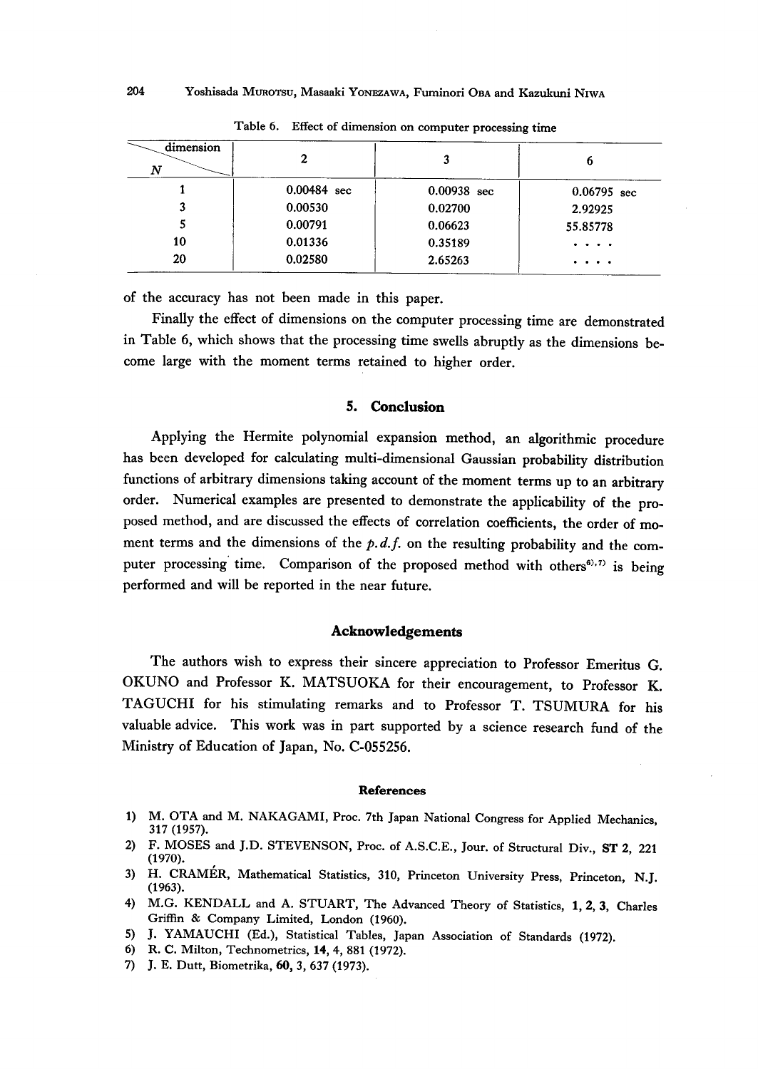Table 6. Effect of dimension on computer processing time

| dimension / $N$ | 2 | 3 | 6 |
|---|---|---|---|
| 1 | 0.00484 sec | 0.00938 sec | 0.06795 sec |
| 3 | 0.00530 | 0.02700 | 2.92925 |
| 5 | 0.00791 | 0.06623 | 55.85778 |
| 10 | 0.01336 | 0.35189 | . . . . |
| 20 | 0.02580 | 2.65263 | . . . . |

of the accuracy has not been made in this paper.

Finally the effect of dimensions on the computer processing time are demonstrated in Table 6, which shows that the processing time swells abruptly as the dimensions become large with the moment terms retained to higher order.

## 5. Conclusion

Applying the Hermite polynomial expansion method, an algorithmic procedure has been developed for calculating multi-dimensional Gaussian probability distribution functions of arbitrary dimensions taking account of the moment terms up to an arbitrary order. Numerical examples are presented to demonstrate the applicability of the proposed method, and are discussed the effects of correlation coefficients, the order of moment terms and the dimensions of the *p.d.f.* on the resulting probability and the computer processing time. Comparison of the proposed method with others[6),7)] is being performed and will be reported in the near future.

## Acknowledgements

The authors wish to express their sincere appreciation to Professor Emeritus G. OKUNO and Professor K. MATSUOKA for their encouragement, to Professor K. TAGUCHI for his stimulating remarks and to Professor T. TSUMURA for his valuable advice. This work was in part supported by a science research fund of the Ministry of Education of Japan, No. C-055256.

### References

1) M. OTA and M. NAKAGAMI, Proc. 7th Japan National Congress for Applied Mechanics, 317 (1957).
2) F. MOSES and J.D. STEVENSON, Proc. of A.S.C.E., Jour. of Structural Div., **ST 2**, 221 (1970).
3) H. CRAMÉR, Mathematical Statistics, 310, Princeton University Press, Princeton, N.J. (1963).
4) M.G. KENDALL and A. STUART, The Advanced Theory of Statistics, **1, 2, 3**, Charles Griffin & Company Limited, London (1960).
5) J. YAMAUCHI (Ed.), Statistical Tables, Japan Association of Standards (1972).
6) R. C. Milton, Technometrics, **14**, 4, 881 (1972).
7) J. E. Dutt, Biometrika, **60**, 3, 637 (1973).